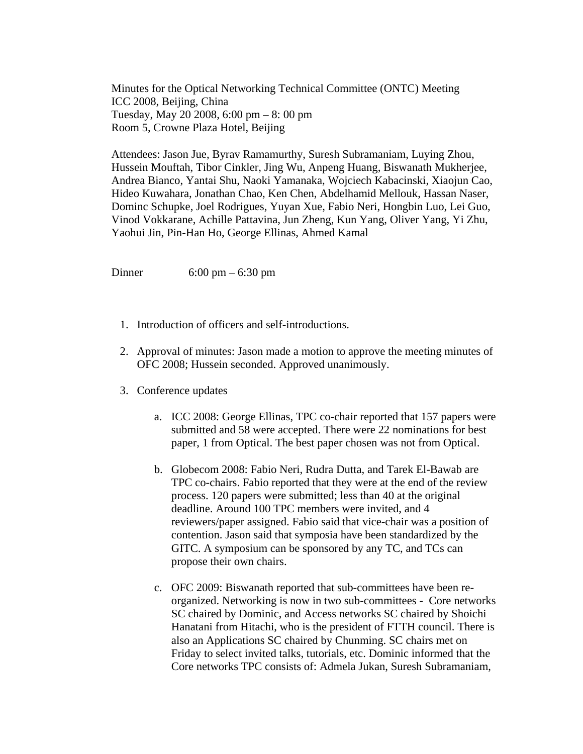Minutes for the Optical Networking Technical Committee (ONTC) Meeting
ICC 2008, Beijing, China
Tuesday, May 20 2008, 6:00 pm – 8: 00 pm
Room 5, Crowne Plaza Hotel, Beijing

Attendees: Jason Jue, Byrav Ramamurthy, Suresh Subramaniam, Luying Zhou, Hussein Mouftah, Tibor Cinkler, Jing Wu, Anpeng Huang, Biswanath Mukherjee, Andrea Bianco, Yantai Shu, Naoki Yamanaka, Wojciech Kabacinski, Xiaojun Cao, Hideo Kuwahara, Jonathan Chao, Ken Chen, Abdelhamid Mellouk, Hassan Naser, Dominc Schupke, Joel Rodrigues, Yuyan Xue, Fabio Neri, Hongbin Luo, Lei Guo, Vinod Vokkarane, Achille Pattavina, Jun Zheng, Kun Yang, Oliver Yang, Yi Zhu, Yaohui Jin, Pin-Han Ho, George Ellinas, Ahmed Kamal

Dinner 6:00 pm – 6:30 pm

1. Introduction of officers and self-introductions.

2. Approval of minutes: Jason made a motion to approve the meeting minutes of OFC 2008; Hussein seconded. Approved unanimously.

3. Conference updates

   a. ICC 2008: George Ellinas, TPC co-chair reported that 157 papers were submitted and 58 were accepted. There were 22 nominations for best paper, 1 from Optical. The best paper chosen was not from Optical.

   b. Globecom 2008: Fabio Neri, Rudra Dutta, and Tarek El-Bawab are TPC co-chairs. Fabio reported that they were at the end of the review process. 120 papers were submitted; less than 40 at the original deadline. Around 100 TPC members were invited, and 4 reviewers/paper assigned. Fabio said that vice-chair was a position of contention. Jason said that symposia have been standardized by the GITC. A symposium can be sponsored by any TC, and TCs can propose their own chairs.

   c. OFC 2009: Biswanath reported that sub-committees have been re-organized. Networking is now in two sub-committees - Core networks SC chaired by Dominic, and Access networks SC chaired by Shoichi Hanatani from Hitachi, who is the president of FTTH council. There is also an Applications SC chaired by Chunming. SC chairs met on Friday to select invited talks, tutorials, etc. Dominic informed that the Core networks TPC consists of: Admela Jukan, Suresh Subramaniam,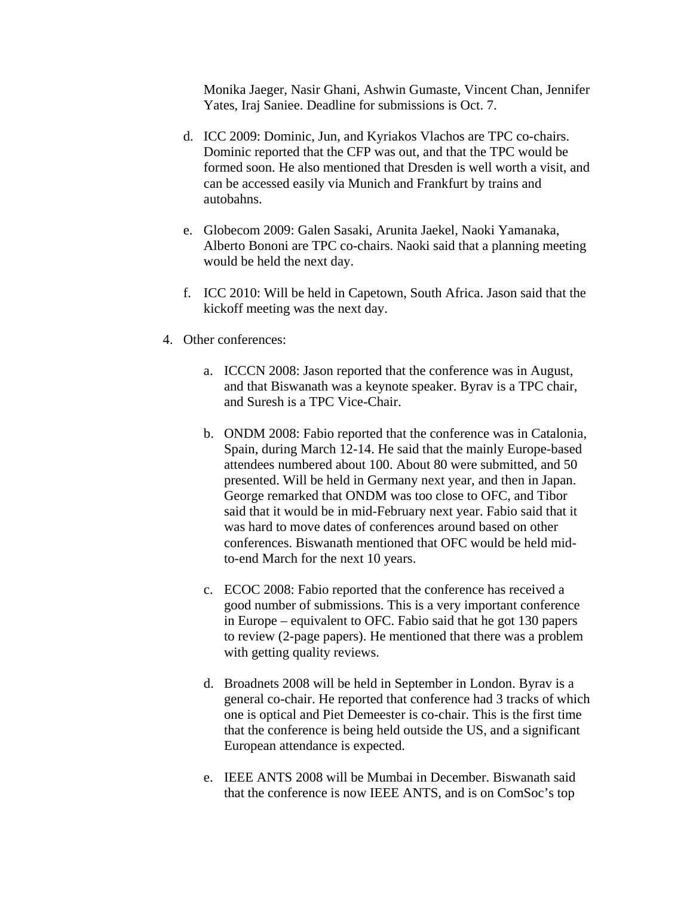Monika Jaeger, Nasir Ghani, Ashwin Gumaste, Vincent Chan, Jennifer Yates, Iraj Saniee. Deadline for submissions is Oct. 7.

d. ICC 2009: Dominic, Jun, and Kyriakos Vlachos are TPC co-chairs. Dominic reported that the CFP was out, and that the TPC would be formed soon. He also mentioned that Dresden is well worth a visit, and can be accessed easily via Munich and Frankfurt by trains and autobahns.

e. Globecom 2009: Galen Sasaki, Arunita Jaekel, Naoki Yamanaka, Alberto Bononi are TPC co-chairs. Naoki said that a planning meeting would be held the next day.

f. ICC 2010: Will be held in Capetown, South Africa. Jason said that the kickoff meeting was the next day.

4. Other conferences:

   a. ICCCN 2008: Jason reported that the conference was in August, and that Biswanath was a keynote speaker. Byrav is a TPC chair, and Suresh is a TPC Vice-Chair.

   b. ONDM 2008: Fabio reported that the conference was in Catalonia, Spain, during March 12-14. He said that the mainly Europe-based attendees numbered about 100. About 80 were submitted, and 50 presented. Will be held in Germany next year, and then in Japan. George remarked that ONDM was too close to OFC, and Tibor said that it would be in mid-February next year. Fabio said that it was hard to move dates of conferences around based on other conferences. Biswanath mentioned that OFC would be held mid-to-end March for the next 10 years.

   c. ECOC 2008: Fabio reported that the conference has received a good number of submissions. This is a very important conference in Europe – equivalent to OFC. Fabio said that he got 130 papers to review (2-page papers). He mentioned that there was a problem with getting quality reviews.

   d. Broadnets 2008 will be held in September in London. Byrav is a general co-chair. He reported that conference had 3 tracks of which one is optical and Piet Demeester is co-chair. This is the first time that the conference is being held outside the US, and a significant European attendance is expected.

   e. IEEE ANTS 2008 will be Mumbai in December. Biswanath said that the conference is now IEEE ANTS, and is on ComSoc's top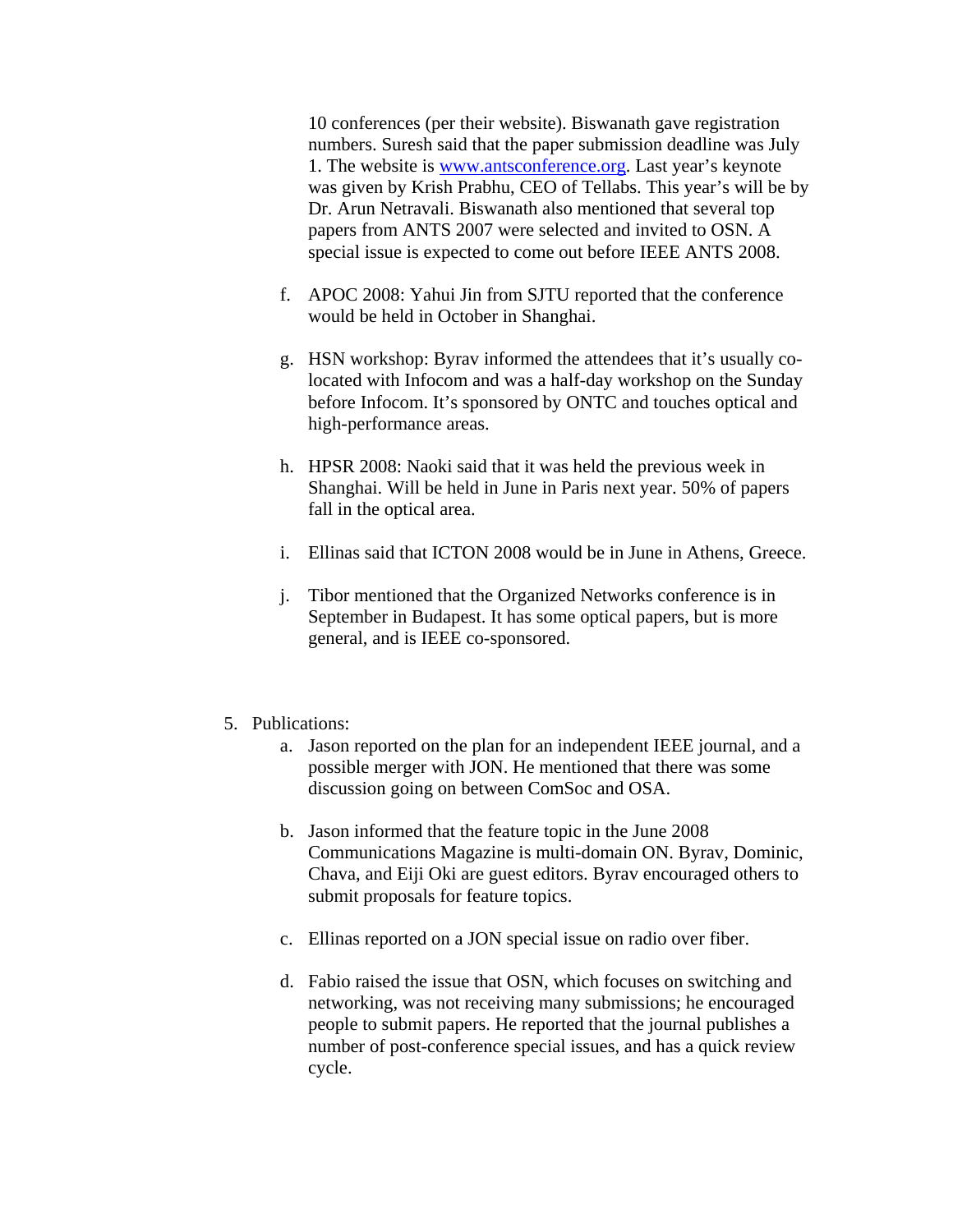10 conferences (per their website). Biswanath gave registration numbers. Suresh said that the paper submission deadline was July 1. The website is [www.antsconference.org](http://www.antsconference.org). Last year's keynote was given by Krish Prabhu, CEO of Tellabs. This year's will be by Dr. Arun Netravali. Biswanath also mentioned that several top papers from ANTS 2007 were selected and invited to OSN. A special issue is expected to come out before IEEE ANTS 2008.

f. APOC 2008: Yahui Jin from SJTU reported that the conference would be held in October in Shanghai.

g. HSN workshop: Byrav informed the attendees that it's usually co-located with Infocom and was a half-day workshop on the Sunday before Infocom. It's sponsored by ONTC and touches optical and high-performance areas.

h. HPSR 2008: Naoki said that it was held the previous week in Shanghai. Will be held in June in Paris next year. 50% of papers fall in the optical area.

i. Ellinas said that ICTON 2008 would be in June in Athens, Greece.

j. Tibor mentioned that the Organized Networks conference is in September in Budapest. It has some optical papers, but is more general, and is IEEE co-sponsored.

5. Publications:
   a. Jason reported on the plan for an independent IEEE journal, and a possible merger with JON. He mentioned that there was some discussion going on between ComSoc and OSA.

   b. Jason informed that the feature topic in the June 2008 Communications Magazine is multi-domain ON. Byrav, Dominic, Chava, and Eiji Oki are guest editors. Byrav encouraged others to submit proposals for feature topics.

   c. Ellinas reported on a JON special issue on radio over fiber.

   d. Fabio raised the issue that OSN, which focuses on switching and networking, was not receiving many submissions; he encouraged people to submit papers. He reported that the journal publishes a number of post-conference special issues, and has a quick review cycle.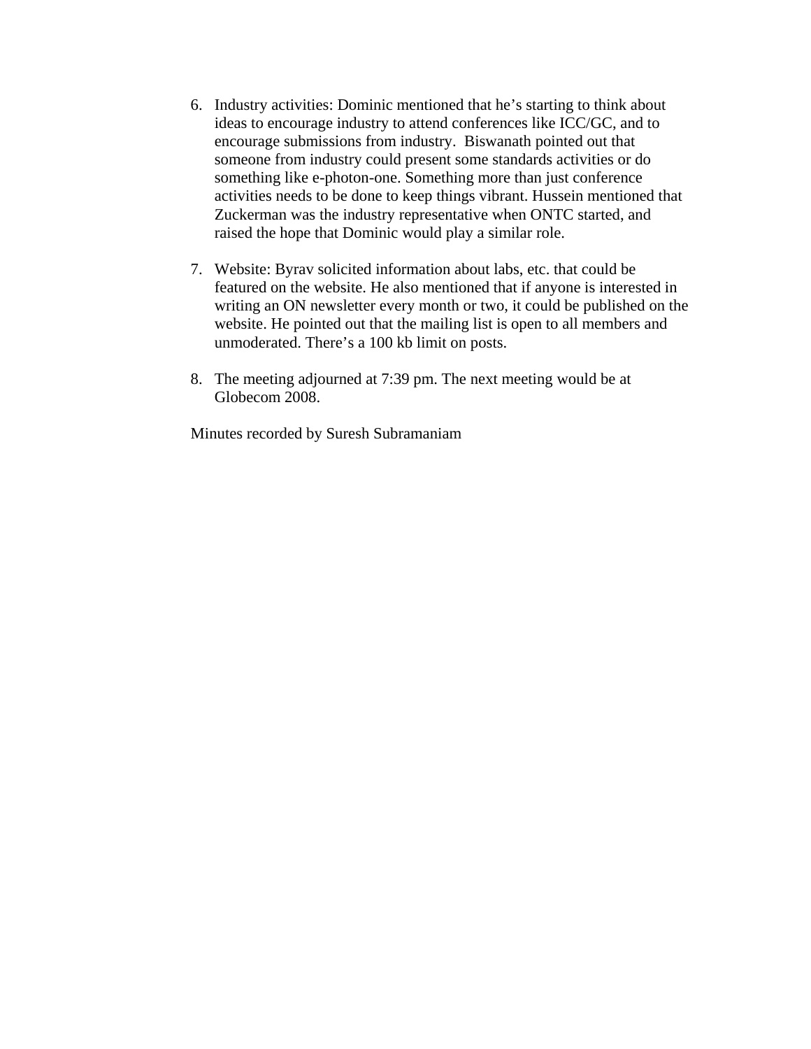6. Industry activities: Dominic mentioned that he's starting to think about ideas to encourage industry to attend conferences like ICC/GC, and to encourage submissions from industry.  Biswanath pointed out that someone from industry could present some standards activities or do something like e-photon-one. Something more than just conference activities needs to be done to keep things vibrant. Hussein mentioned that Zuckerman was the industry representative when ONTC started, and raised the hope that Dominic would play a similar role.

7. Website: Byrav solicited information about labs, etc. that could be featured on the website. He also mentioned that if anyone is interested in writing an ON newsletter every month or two, it could be published on the website. He pointed out that the mailing list is open to all members and unmoderated. There's a 100 kb limit on posts.

8. The meeting adjourned at 7:39 pm. The next meeting would be at Globecom 2008.

Minutes recorded by Suresh Subramaniam